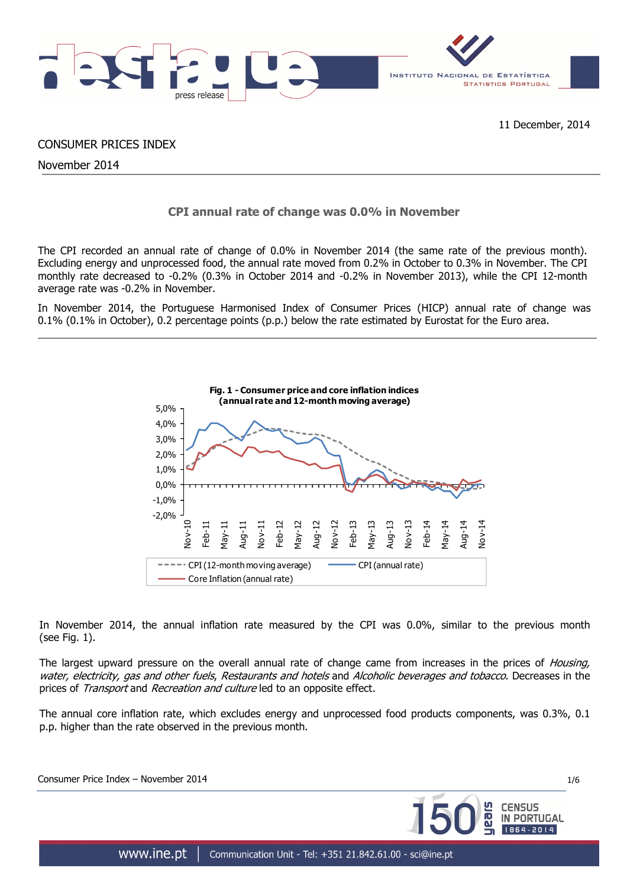11 December, 2014

CONSUMER PRICES INDEX

November 2014

## CPI annual rate of change was 0.0% in November

The CPI recorded an annual rate of change of 0.0% in November 2014 (the same rate of the previous month). Excluding energy and unprocessed food, the annual rate moved from 0.2% in October to 0.3% in November. The CPI monthly rate decreased to -0.2% (0.3% in October 2014 and -0.2% in November 2013), while the CPI 12-month average rate was -0.2% in November.

In November 2014, the Portuguese Harmonised Index of Consumer Prices (HICP) annual rate of change was 0.1% (0.1% in October), 0.2 percentage points (p.p.) below the rate estimated by Eurostat for the Euro area.

**Fig. 1 - Consumer price and core inflation indices (annual rate and 12-month moving average)**

In November 2014, the annual inflation rate measured by the CPI was 0.0%, similar to the previous month (see Fig. 1).

The largest upward pressure on the overall annual rate of change came from increases in the prices of *Housing, water, electricity, gas and other fuels*, *Restaurants and hotels* and *Alcoholic beverages and tobacco*. Decreases in the prices of *Transport* and *Recreation and culture* led to an opposite effect.

The annual core inflation rate, which excludes energy and unprocessed food products components, was 0.3%, 0.1 p.p. higher than the rate observed in the previous month.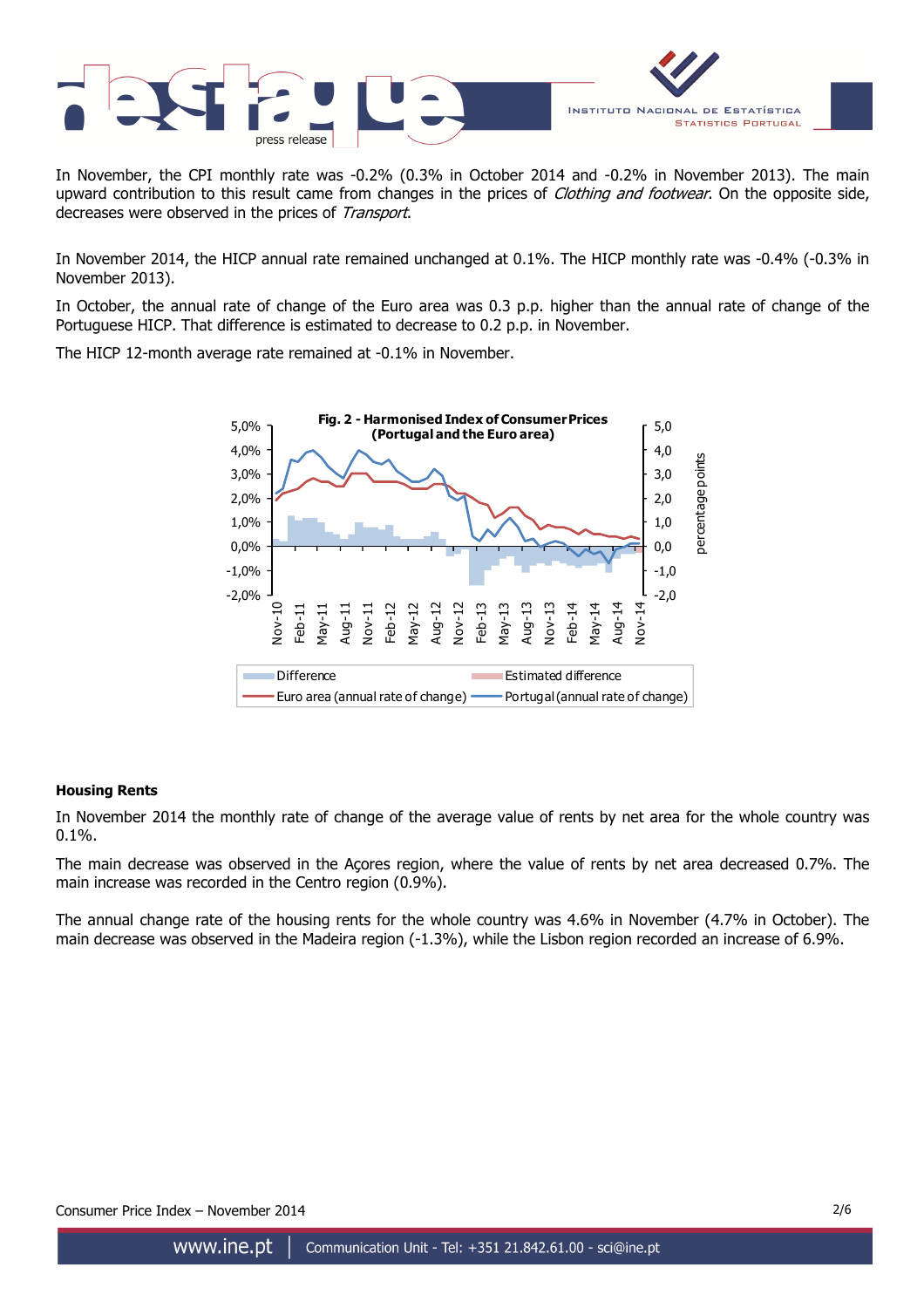In November, the CPI monthly rate was -0.2% (0.3% in October 2014 and -0.2% in November 2013). The main upward contribution to this result came from changes in the prices of *Clothing and footwear*. On the opposite side, decreases were observed in the prices of *Transport*.

In November 2014, the HICP annual rate remained unchanged at 0.1%. The HICP monthly rate was -0.4% (-0.3% in November 2013).

In October, the annual rate of change of the Euro area was 0.3 p.p. higher than the annual rate of change of the Portuguese HICP. That difference is estimated to decrease to 0.2 p.p. in November.

The HICP 12-month average rate remained at -0.1% in November.

**Fig. 2 - Harmonised Index of Consumer Prices (Portugal and the Euro area)**

## Housing Rents

In November 2014 the monthly rate of change of the average value of rents by net area for the whole country was 0.1%.

The main decrease was observed in the Açores region, where the value of rents by net area decreased 0.7%. The main increase was recorded in the Centro region (0.9%).

The annual change rate of the housing rents for the whole country was 4.6% in November (4.7% in October). The main decrease was observed in the Madeira region (-1.3%), while the Lisbon region recorded an increase of 6.9%.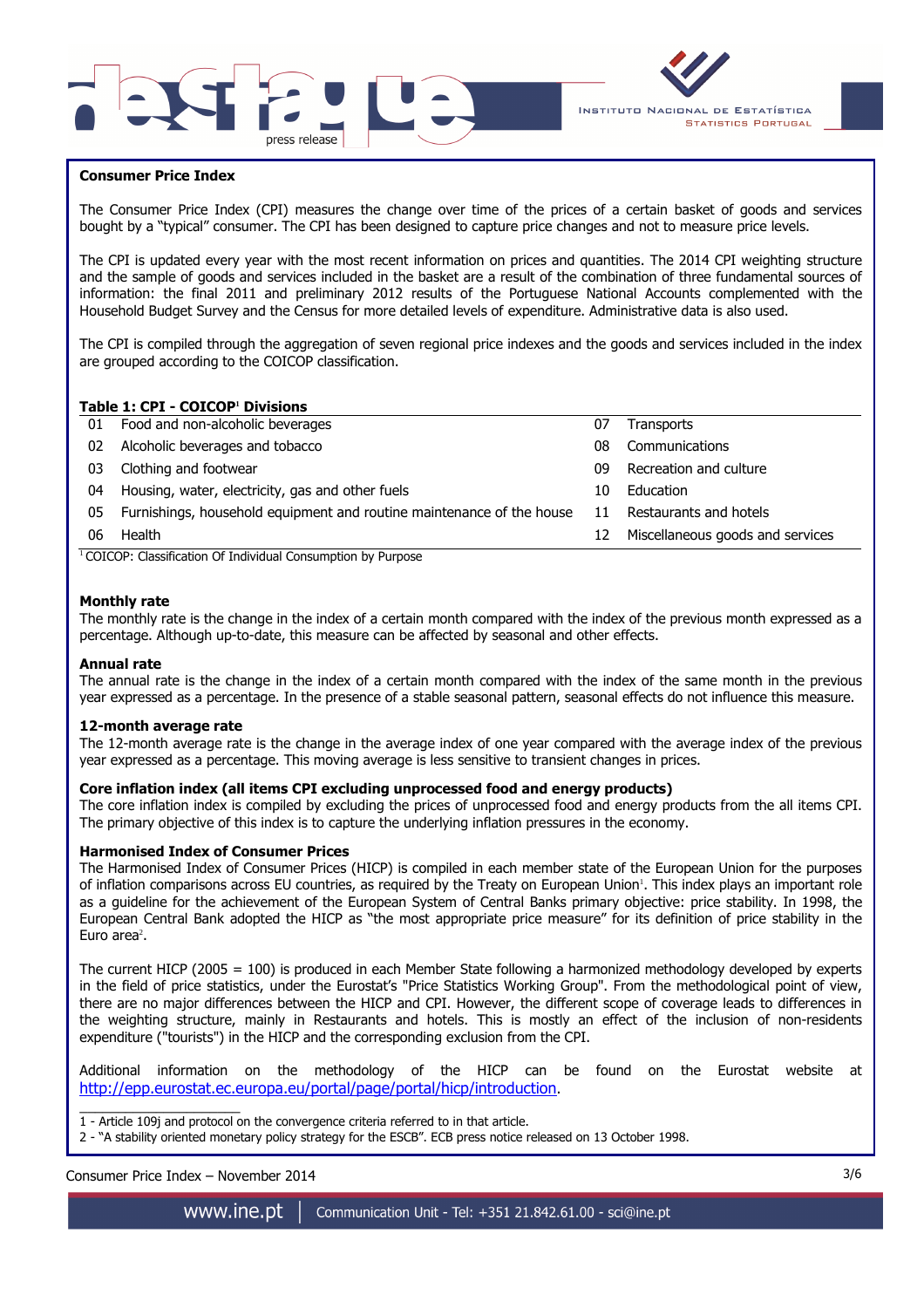## Consumer Price Index

The Consumer Price Index (CPI) measures the change over time of the prices of a certain basket of goods and services bought by a "typical" consumer. The CPI has been designed to capture price changes and not to measure price levels.

The CPI is updated every year with the most recent information on prices and quantities. The 2014 CPI weighting structure and the sample of goods and services included in the basket are a result of the combination of three fundamental sources of information: the final 2011 and preliminary 2012 results of the Portuguese National Accounts complemented with the Household Budget Survey and the Census for more detailed levels of expenditure. Administrative data is also used.

The CPI is compiled through the aggregation of seven regional price indexes and the goods and services included in the index are grouped according to the COICOP classification.

**Table 1: CPI - COICOP[1] Divisions**

| | | | |
|---|---|---|---|
| 01 | Food and non-alcoholic beverages | 07 | Transports |
| 02 | Alcoholic beverages and tobacco | 08 | Communications |
| 03 | Clothing and footwear | 09 | Recreation and culture |
| 04 | Housing, water, electricity, gas and other fuels | 10 | Education |
| 05 | Furnishings, household equipment and routine maintenance of the house | 11 | Restaurants and hotels |
| 06 | Health | 12 | Miscellaneous goods and services |

[1] COICOP: Classification Of Individual Consumption by Purpose

### Monthly rate

The monthly rate is the change in the index of a certain month compared with the index of the previous month expressed as a percentage. Although up-to-date, this measure can be affected by seasonal and other effects.

### Annual rate

The annual rate is the change in the index of a certain month compared with the index of the same month in the previous year expressed as a percentage. In the presence of a stable seasonal pattern, seasonal effects do not influence this measure.

### 12-month average rate

The 12-month average rate is the change in the average index of one year compared with the average index of the previous year expressed as a percentage. This moving average is less sensitive to transient changes in prices.

### Core inflation index (all items CPI excluding unprocessed food and energy products)

The core inflation index is compiled by excluding the prices of unprocessed food and energy products from the all items CPI. The primary objective of this index is to capture the underlying inflation pressures in the economy.

### Harmonised Index of Consumer Prices

The Harmonised Index of Consumer Prices (HICP) is compiled in each member state of the European Union for the purposes of inflation comparisons across EU countries, as required by the Treaty on European Union[1]. This index plays an important role as a guideline for the achievement of the European System of Central Banks primary objective: price stability. In 1998, the European Central Bank adopted the HICP as "the most appropriate price measure" for its definition of price stability in the Euro area[2].

The current HICP (2005 = 100) is produced in each Member State following a harmonized methodology developed by experts in the field of price statistics, under the Eurostat's "Price Statistics Working Group". From the methodological point of view, there are no major differences between the HICP and CPI. However, the different scope of coverage leads to differences in the weighting structure, mainly in Restaurants and hotels. This is mostly an effect of the inclusion of non-residents expenditure ("tourists") in the HICP and the corresponding exclusion from the CPI.

Additional information on the methodology of the HICP can be found on the Eurostat website at http://epp.eurostat.ec.europa.eu/portal/page/portal/hicp/introduction.

1 - Article 109j and protocol on the convergence criteria referred to in that article.

2 - "A stability oriented monetary policy strategy for the ESCB". ECB press notice released on 13 October 1998.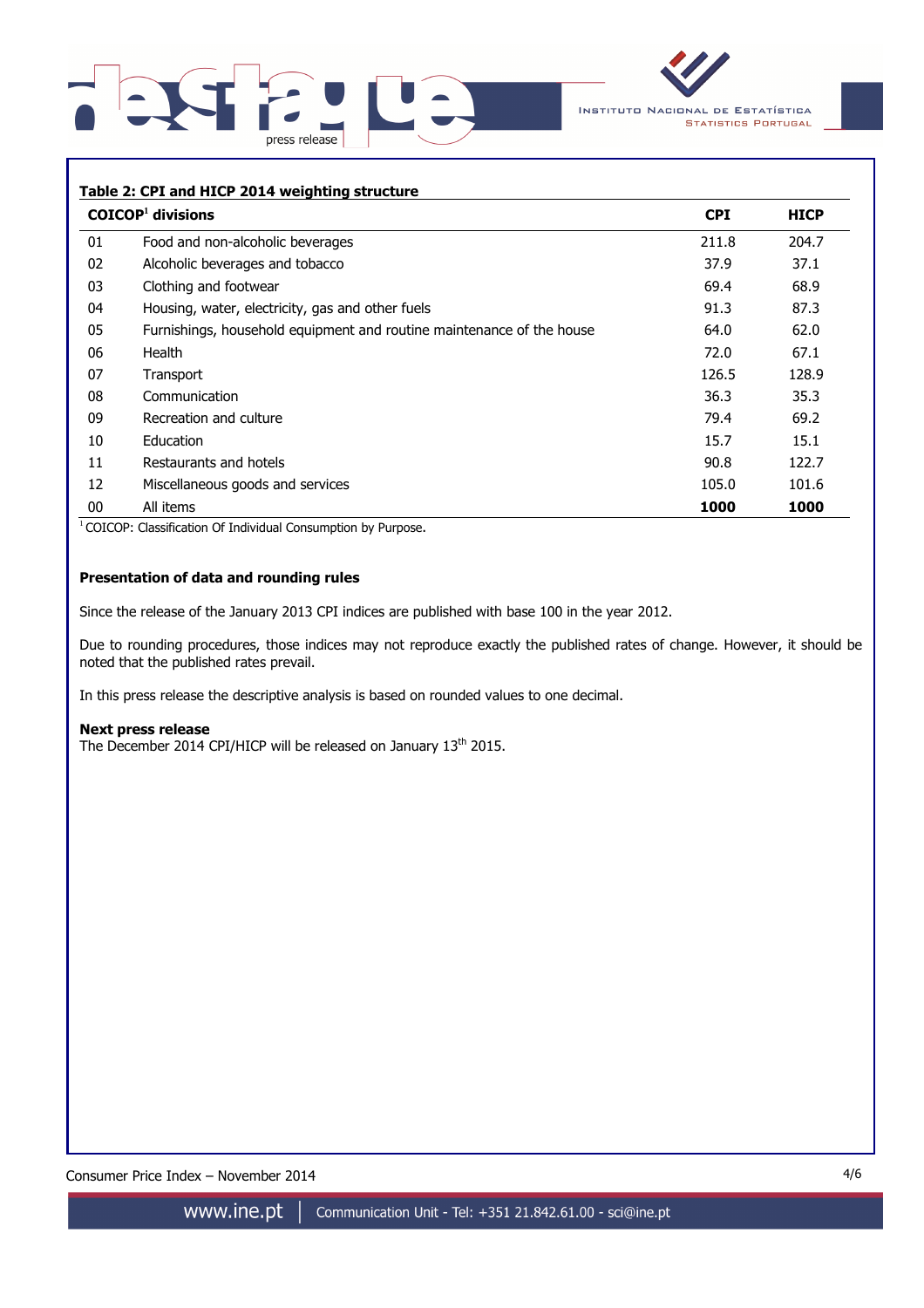**Table 2: CPI and HICP 2014 weighting structure**

| COICOP[1] divisions | | CPI | HICP |
|---|---|---|---|
| 01 | Food and non-alcoholic beverages | 211.8 | 204.7 |
| 02 | Alcoholic beverages and tobacco | 37.9 | 37.1 |
| 03 | Clothing and footwear | 69.4 | 68.9 |
| 04 | Housing, water, electricity, gas and other fuels | 91.3 | 87.3 |
| 05 | Furnishings, household equipment and routine maintenance of the house | 64.0 | 62.0 |
| 06 | Health | 72.0 | 67.1 |
| 07 | Transport | 126.5 | 128.9 |
| 08 | Communication | 36.3 | 35.3 |
| 09 | Recreation and culture | 79.4 | 69.2 |
| 10 | Education | 15.7 | 15.1 |
| 11 | Restaurants and hotels | 90.8 | 122.7 |
| 12 | Miscellaneous goods and services | 105.0 | 101.6 |
| 00 | All items | **1000** | **1000** |

[1] COICOP: Classification Of Individual Consumption by Purpose.

**Presentation of data and rounding rules**

Since the release of the January 2013 CPI indices are published with base 100 in the year 2012.

Due to rounding procedures, those indices may not reproduce exactly the published rates of change. However, it should be noted that the published rates prevail.

In this press release the descriptive analysis is based on rounded values to one decimal.

**Next press release**

The December 2014 CPI/HICP will be released on January 13th 2015.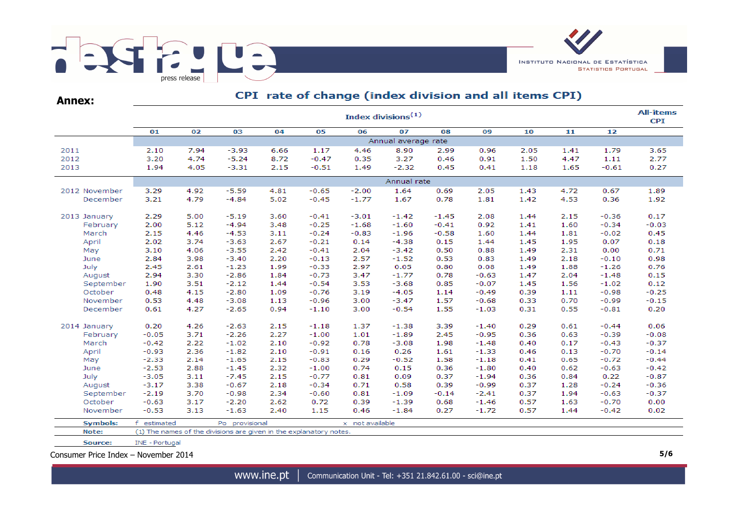## Annex:

### CPI rate of change (index division and all items CPI)

| | Index divisions[1] | | | | | | | | | | | | All-items CPI |
|---|---|---|---|---|---|---|---|---|---|---|---|---|---|
| | 01 | 02 | 03 | 04 | 05 | 06 | 07 | 08 | 09 | 10 | 11 | 12 | |
| | Annual average rate | | | | | | | | | | | | |
| 2011 | 2.10 | 7.94 | -3.93 | 6.66 | 1.17 | 4.46 | 8.90 | 2.99 | 0.96 | 2.05 | 1.41 | 1.79 | 3.65 |
| 2012 | 3.20 | 4.74 | -5.24 | 8.72 | -0.47 | 0.35 | 3.27 | 0.46 | 0.91 | 1.50 | 4.47 | 1.11 | 2.77 |
| 2013 | 1.94 | 4.05 | -3.31 | 2.15 | -0.51 | 1.49 | -2.32 | 0.45 | 0.41 | 1.18 | 1.65 | -0.61 | 0.27 |
| | Annual rate | | | | | | | | | | | | |
| 2012 November | 3.29 | 4.92 | -5.59 | 4.81 | -0.65 | -2.00 | 1.64 | 0.69 | 2.05 | 1.43 | 4.72 | 0.67 | 1.89 |
| December | 3.21 | 4.79 | -4.84 | 5.02 | -0.45 | -1.77 | 1.67 | 0.78 | 1.81 | 1.42 | 4.53 | 0.36 | 1.92 |
| 2013 January | 2.29 | 5.00 | -5.19 | 3.60 | -0.41 | -3.01 | -1.42 | -1.45 | 2.08 | 1.44 | 2.15 | -0.36 | 0.17 |
| February | 2.00 | 5.12 | -4.94 | 3.48 | -0.25 | -1.68 | -1.60 | -0.41 | 0.92 | 1.41 | 1.60 | -0.34 | -0.03 |
| March | 2.15 | 4.46 | -4.53 | 3.11 | -0.24 | -0.83 | -1.96 | -0.58 | 1.60 | 1.44 | 1.81 | -0.02 | 0.45 |
| April | 2.02 | 3.74 | -3.63 | 2.67 | -0.21 | 0.14 | -4.38 | 0.15 | 1.44 | 1.45 | 1.95 | 0.07 | 0.18 |
| May | 3.10 | 4.06 | -3.55 | 2.42 | -0.41 | 2.04 | -3.42 | 0.50 | 0.88 | 1.49 | 2.31 | 0.00 | 0.71 |
| June | 2.84 | 3.98 | -3.40 | 2.20 | -0.13 | 2.57 | -1.52 | 0.53 | 0.83 | 1.49 | 2.18 | -0.10 | 0.98 |
| July | 2.45 | 2.61 | -1.23 | 1.99 | -0.33 | 2.97 | 0.05 | 0.80 | 0.08 | 1.49 | 1.88 | -1.26 | 0.76 |
| August | 2.94 | 3.30 | -2.86 | 1.84 | -0.73 | 3.47 | -1.77 | 0.78 | -0.63 | 1.47 | 2.04 | -1.48 | 0.15 |
| September | 1.90 | 3.51 | -2.12 | 1.44 | -0.54 | 3.53 | -3.68 | 0.85 | -0.07 | 1.45 | 1.56 | -1.02 | 0.12 |
| October | 0.48 | 4.15 | -2.80 | 1.09 | -0.76 | 3.19 | -4.05 | 1.14 | -0.49 | 0.39 | 1.11 | -0.98 | -0.25 |
| November | 0.53 | 4.48 | -3.08 | 1.13 | -0.96 | 3.00 | -3.47 | 1.57 | -0.68 | 0.33 | 0.70 | -0.99 | -0.15 |
| December | 0.61 | 4.27 | -2.65 | 0.94 | -1.10 | 3.00 | -0.54 | 1.55 | -1.03 | 0.31 | 0.55 | -0.81 | 0.20 |
| 2014 January | 0.20 | 4.26 | -2.63 | 2.15 | -1.18 | 1.37 | -1.38 | 3.39 | -1.40 | 0.29 | 0.61 | -0.44 | 0.06 |
| February | -0.05 | 3.71 | -2.26 | 2.27 | -1.00 | 1.01 | -1.89 | 2.45 | -0.95 | 0.36 | 0.63 | -0.39 | -0.08 |
| March | -0.42 | 2.22 | -1.02 | 2.10 | -0.92 | 0.78 | -3.08 | 1.98 | -1.48 | 0.40 | 0.17 | -0.43 | -0.37 |
| April | -0.93 | 2.36 | -1.82 | 2.10 | -0.91 | 0.16 | 0.26 | 1.61 | -1.33 | 0.46 | 0.13 | -0.70 | -0.14 |
| May | -2.33 | 2.14 | -1.65 | 2.15 | -0.83 | 0.29 | -0.52 | 1.58 | -1.18 | 0.41 | 0.65 | -0.72 | -0.44 |
| June | -2.53 | 2.88 | -1.45 | 2.32 | -1.00 | 0.74 | 0.15 | 0.36 | -1.80 | 0.40 | 0.62 | -0.63 | -0.42 |
| July | -3.05 | 3.11 | -7.45 | 2.15 | -0.77 | 0.81 | 0.09 | 0.37 | -1.94 | 0.36 | 0.84 | 0.22 | -0.87 |
| August | -3.17 | 3.38 | -0.67 | 2.18 | -0.34 | 0.71 | 0.58 | 0.39 | -0.99 | 0.37 | 1.28 | -0.24 | -0.36 |
| September | -2.19 | 3.70 | -0.98 | 2.34 | -0.60 | 0.81 | -1.09 | -0.14 | -2.41 | 0.37 | 1.94 | -0.63 | -0.37 |
| October | -0.63 | 3.17 | -2.20 | 2.62 | 0.72 | 0.39 | -1.39 | 0.68 | -1.46 | 0.57 | 1.63 | -0.70 | 0.00 |
| November | -0.53 | 3.13 | -1.63 | 2.40 | 1.15 | 0.46 | -1.84 | 0.27 | -1.72 | 0.57 | 1.44 | -0.42 | 0.02 |

**Symbols:** f estimated  Po provisional  x not available

**Note:** (1) The names of the divisions are given in the explanatory notes.

**Source:** INE - Portugal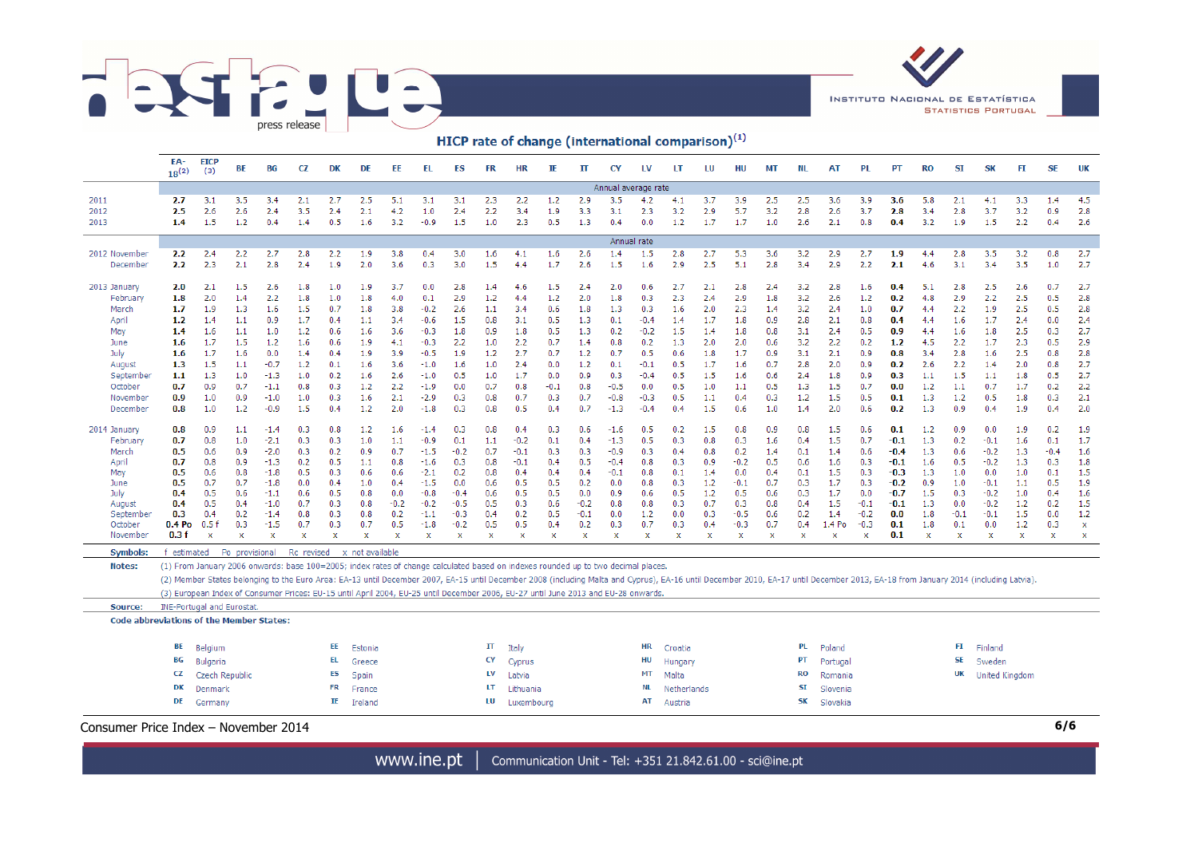## HICP rate of change (international comparison)[(1)]

| | EA-18[(2)] | EICP (3) | BE | BG | CZ | DK | DE | EE | EL | ES | FR | HR | IE | IT | CY | LV | LT | LU | HU | MT | NL | AT | PL | PT | RO | SI | SK | FI | SE | UK |
|---|---|---|---|---|---|---|---|---|---|---|---|---|---|---|---|---|---|---|---|---|---|---|---|---|---|---|---|---|---|---|
| | Annual average rate | | | | | | | | | | | | | | | | | | | | | | | | | | | | | |
| 2011 | **2.7** | 3.1 | 3.5 | 3.4 | 2.1 | 2.7 | 2.5 | 5.1 | 3.1 | 3.1 | 2.3 | 2.2 | 1.2 | 2.9 | 3.5 | 4.2 | 4.1 | 3.7 | 3.9 | 2.5 | 2.5 | 3.6 | 3.9 | **3.6** | 5.8 | 2.1 | 4.1 | 3.3 | 1.4 | 4.5 |
| 2012 | **2.5** | 2.6 | 2.6 | 2.4 | 3.5 | 2.4 | 2.1 | 4.2 | 1.0 | 2.4 | 2.2 | 3.4 | 1.9 | 3.3 | 3.1 | 2.3 | 3.2 | 2.9 | 5.7 | 3.2 | 2.8 | 2.6 | 3.7 | **2.8** | 3.4 | 2.8 | 3.7 | 3.2 | 0.9 | 2.8 |
| 2013 | **1.4** | 1.5 | 1.2 | 0.4 | 1.4 | 0.5 | 1.6 | 3.2 | -0.9 | 1.5 | 1.0 | 2.3 | 0.5 | 1.3 | 0.4 | 0.0 | 1.2 | 1.7 | 1.7 | 1.0 | 2.6 | 2.1 | 0.8 | **0.4** | 3.2 | 1.9 | 1.5 | 2.2 | 0.4 | 2.6 |
| | Annual rate | | | | | | | | | | | | | | | | | | | | | | | | | | | | | |
| 2012 November | **2.2** | 2.4 | 2.2 | 2.7 | 2.8 | 2.2 | 1.9 | 3.8 | 0.4 | 3.0 | 1.6 | 4.1 | 1.6 | 2.6 | 1.4 | 1.5 | 2.8 | 2.7 | 5.3 | 3.6 | 3.2 | 2.9 | 2.7 | **1.9** | 4.4 | 2.8 | 3.5 | 3.2 | 0.8 | 2.7 |
| December | **2.2** | 2.3 | 2.1 | 2.8 | 2.4 | 1.9 | 2.0 | 3.6 | 0.3 | 3.0 | 1.5 | 4.4 | 1.7 | 2.6 | 1.5 | 1.6 | 2.9 | 2.5 | 5.1 | 2.8 | 3.4 | 2.9 | 2.2 | **2.1** | 4.6 | 3.1 | 3.4 | 3.5 | 1.0 | 2.7 |
| 2013 January | **2.0** | 2.1 | 1.5 | 2.6 | 1.8 | 1.0 | 1.9 | 3.7 | 0.0 | 2.8 | 1.4 | 4.6 | 1.5 | 2.4 | 2.0 | 0.6 | 2.7 | 2.1 | 2.8 | 2.4 | 3.2 | 2.8 | 1.6 | **0.4** | 5.1 | 2.8 | 2.5 | 2.6 | 0.7 | 2.7 |
| February | **1.8** | 2.0 | 1.4 | 2.2 | 1.8 | 1.0 | 1.8 | 4.0 | 0.1 | 2.9 | 1.2 | 4.4 | 1.2 | 2.0 | 1.8 | 0.3 | 2.3 | 2.4 | 2.9 | 1.8 | 3.2 | 2.6 | 1.2 | **0.2** | 4.8 | 2.9 | 2.2 | 2.5 | 0.5 | 2.8 |
| March | **1.7** | 1.9 | 1.3 | 1.6 | 1.5 | 0.7 | 1.8 | 3.8 | -0.2 | 2.6 | 1.1 | 3.4 | 0.6 | 1.8 | 1.3 | 0.3 | 1.6 | 2.0 | 2.3 | 1.4 | 3.2 | 2.4 | 1.0 | **0.7** | 4.4 | 2.2 | 1.9 | 2.5 | 0.5 | 2.8 |
| April | **1.2** | 1.4 | 1.1 | 0.9 | 1.7 | 0.4 | 1.1 | 3.4 | -0.6 | 1.5 | 0.8 | 3.1 | 0.5 | 1.3 | 0.1 | -0.4 | 1.4 | 1.7 | 1.8 | 0.9 | 2.8 | 2.1 | 0.8 | **0.4** | 4.4 | 1.6 | 1.7 | 2.4 | 0.0 | 2.4 |
| May | **1.4** | 1.6 | 1.1 | 1.0 | 1.2 | 0.6 | 1.6 | 3.6 | -0.3 | 1.8 | 0.9 | 1.8 | 0.5 | 1.3 | 0.2 | -0.2 | 1.5 | 1.4 | 1.8 | 0.8 | 3.1 | 2.4 | 0.5 | **0.9** | 4.4 | 1.6 | 1.8 | 2.5 | 0.3 | 2.7 |
| June | **1.6** | 1.7 | 1.5 | 1.2 | 1.6 | 0.6 | 1.9 | 4.1 | -0.3 | 2.2 | 1.0 | 2.2 | 0.7 | 1.4 | 0.8 | 0.2 | 1.3 | 2.0 | 2.0 | 0.6 | 3.2 | 2.2 | 0.2 | **1.2** | 4.5 | 2.2 | 1.7 | 2.3 | 0.5 | 2.9 |
| July | **1.6** | 1.7 | 1.6 | 0.0 | 1.4 | 0.4 | 1.9 | 3.9 | -0.5 | 1.9 | 1.2 | 2.7 | 0.7 | 1.2 | 0.7 | 0.5 | 0.6 | 1.8 | 1.7 | 0.9 | 3.1 | 2.1 | 0.9 | **0.8** | 3.4 | 2.8 | 1.6 | 2.5 | 0.8 | 2.8 |
| August | **1.3** | 1.5 | 1.1 | -0.7 | 1.2 | 0.1 | 1.6 | 3.6 | -1.0 | 1.6 | 1.0 | 2.4 | 0.0 | 1.2 | 0.1 | -0.1 | 0.5 | 1.7 | 1.6 | 0.7 | 2.8 | 2.0 | 0.9 | **0.2** | 2.6 | 2.2 | 1.4 | 2.0 | 0.8 | 2.7 |
| September | **1.1** | 1.3 | 1.0 | -1.3 | 1.0 | 0.2 | 1.6 | 2.6 | -1.0 | 0.5 | 1.0 | 1.7 | 0.0 | 0.9 | 0.3 | -0.4 | 0.5 | 1.5 | 1.6 | 0.6 | 2.4 | 1.8 | 0.9 | **0.3** | 1.1 | 1.5 | 1.1 | 1.8 | 0.5 | 2.7 |
| October | **0.7** | 0.9 | 0.7 | -1.1 | 0.8 | 0.3 | 1.2 | 2.2 | -1.9 | 0.0 | 0.7 | 0.8 | -0.1 | 0.8 | -0.5 | 0.0 | 0.5 | 1.0 | 1.1 | 0.5 | 1.3 | 1.5 | 0.7 | **0.0** | 1.2 | 1.1 | 0.7 | 1.7 | 0.2 | 2.2 |
| November | **0.9** | 1.0 | 0.9 | -1.0 | 1.0 | 0.3 | 1.6 | 2.1 | -2.9 | 0.3 | 0.8 | 0.7 | 0.3 | 0.7 | -0.8 | -0.3 | 0.5 | 1.1 | 0.4 | 0.3 | 1.2 | 1.5 | 0.5 | **0.1** | 1.3 | 1.2 | 0.5 | 1.8 | 0.3 | 2.1 |
| December | **0.8** | 1.0 | 1.2 | -0.9 | 1.5 | 0.4 | 1.2 | 2.0 | -1.8 | 0.3 | 0.8 | 0.5 | 0.4 | 0.7 | -1.3 | -0.4 | 0.4 | 1.5 | 0.6 | 1.0 | 1.4 | 2.0 | 0.6 | **0.2** | 1.3 | 0.9 | 0.4 | 1.9 | 0.4 | 2.0 |
| 2014 January | **0.8** | 0.9 | 1.1 | -1.4 | 0.3 | 0.8 | 1.2 | 1.6 | -1.4 | 0.3 | 0.8 | 0.4 | 0.3 | 0.6 | -1.6 | 0.5 | 0.2 | 1.5 | 0.8 | 0.9 | 0.8 | 1.5 | 0.6 | **0.1** | 1.2 | 0.9 | 0.0 | 1.9 | 0.2 | 1.9 |
| February | **0.7** | 0.8 | 1.0 | -2.1 | 0.3 | 0.3 | 1.0 | 1.1 | -0.9 | 0.1 | 1.1 | -0.2 | 0.1 | 0.4 | -1.3 | 0.5 | 0.3 | 0.8 | 0.3 | 1.6 | 0.4 | 1.5 | 0.7 | **-0.1** | 1.3 | 0.2 | -0.1 | 1.6 | 0.1 | 1.7 |
| March | **0.5** | 0.6 | 0.9 | -2.0 | 0.3 | 0.2 | 0.9 | 0.7 | -1.5 | -0.2 | 0.7 | -0.1 | 0.3 | 0.3 | -0.9 | 0.3 | 0.4 | 0.8 | 0.2 | 1.4 | 0.1 | 1.4 | 0.6 | **-0.4** | 1.3 | 0.6 | -0.2 | 1.3 | -0.4 | 1.6 |
| April | **0.7** | 0.8 | 0.9 | -1.3 | 0.2 | 0.5 | 1.1 | 0.8 | -1.6 | 0.3 | 0.8 | -0.1 | 0.4 | 0.5 | -0.4 | 0.8 | 0.3 | 0.9 | -0.2 | 0.5 | 0.6 | 1.6 | 0.3 | **-0.1** | 1.6 | 0.5 | -0.2 | 1.3 | 0.3 | 1.8 |
| May | **0.5** | 0.6 | 0.8 | -1.8 | 0.5 | 0.3 | 0.6 | 0.6 | -2.1 | 0.2 | 0.8 | 0.4 | 0.4 | 0.4 | -0.1 | 0.8 | 0.1 | 1.4 | 0.0 | 0.4 | 0.1 | 1.5 | 0.3 | **-0.3** | 1.3 | 1.0 | -0.2 | 1.0 | 0.1 | 1.5 |
| June | **0.5** | 0.7 | 0.7 | -1.8 | 0.0 | 0.4 | 1.0 | 0.4 | -1.5 | 0.0 | 0.6 | 0.5 | 0.5 | 0.2 | 0.0 | 0.8 | 0.3 | 1.2 | -0.1 | 0.7 | 0.3 | 1.7 | 0.3 | **-0.2** | 0.9 | 1.0 | -0.1 | 1.1 | 0.5 | 1.9 |
| July | **0.4** | 0.5 | 0.6 | -1.1 | 0.6 | 0.5 | 0.8 | 0.0 | -0.8 | -0.4 | 0.6 | 0.5 | 0.5 | 0.0 | 0.9 | 0.6 | 0.5 | 1.2 | 0.5 | 0.6 | 0.3 | 1.7 | 0.0 | **-0.7** | 1.5 | 0.3 | -0.2 | 1.0 | 0.4 | 1.6 |
| August | **0.4** | 0.5 | 0.4 | -1.0 | 0.7 | 0.3 | 0.8 | -0.2 | -0.2 | -0.5 | 0.5 | 0.3 | 0.6 | -0.2 | 0.8 | 0.8 | 0.3 | 0.7 | 0.3 | 0.8 | 0.4 | 1.5 | -0.1 | **-0.1** | 1.3 | 0.0 | -0.2 | 1.2 | 0.2 | 1.5 |
| September | **0.3** | 0.4 | 0.2 | -1.4 | 0.8 | 0.3 | 0.8 | 0.2 | -1.1 | -0.3 | 0.4 | 0.2 | 0.5 | -0.1 | 0.0 | 1.2 | 0.0 | 0.3 | -0.5 | 0.6 | 0.2 | 1.4 | -0.2 | **0.0** | 1.8 | -0.1 | -0.1 | 1.5 | 0.0 | 1.2 |
| October | **0.4 Po** | 0.5 f | 0.3 | -1.5 | 0.7 | 0.3 | 0.7 | 0.5 | -1.8 | -0.2 | 0.5 | 0.5 | 0.4 | 0.2 | 0.3 | 0.7 | 0.3 | 0.4 | -0.3 | 0.7 | 0.4 | 1.4 Po | -0.3 | **0.1** | 1.8 | 0.1 | 0.0 | 1.2 | 0.3 | x |
| November | **0.3 f** | x | x | x | x | x | x | x | x | x | x | x | x | x | x | x | x | x | x | x | x | x | x | **0.1** | x | x | x | x | x | x |

**Symbols:** f estimated Po provisional Rc revised x not available

**Notes:** (1) From January 2006 onwards: base 100=2005; index rates of change calculated based on indexes rounded up to two decimal places.

(2) Member States belonging to the Euro Area: EA-13 until December 2007, EA-15 until December 2008 (including Malta and Cyprus), EA-16 until December 2010, EA-17 until December 2013, EA-18 from January 2014 (including Latvia).

(3) European Index of Consumer Prices: EU-15 until April 2004, EU-25 until December 2006, EU-27 until June 2013 and EU-28 onwards.

**Source:** INE-Portugal and Eurostat.

**Code abbreviations of the Member States:**

| | | | | | | | | | | | |
|---|---|---|---|---|---|---|---|---|---|---|---|
| BE | Belgium | EE | Estonia | IT | Italy | HR | Croatia | PL | Poland | FI | Finland |
| BG | Bulgaria | EL | Greece | CY | Cyprus | HU | Hungary | PT | Portugal | SE | Sweden |
| CZ | Czech Republic | ES | Spain | LV | Latvia | MT | Malta | RO | Romania | UK | United Kingdom |
| DK | Denmark | FR | France | LT | Lithuania | NL | Netherlands | SI | Slovenia | | |
| DE | Germany | IE | Ireland | LU | Luxembourg | AT | Austria | SK | Slovakia | | |

Consumer Price Index – November 2014